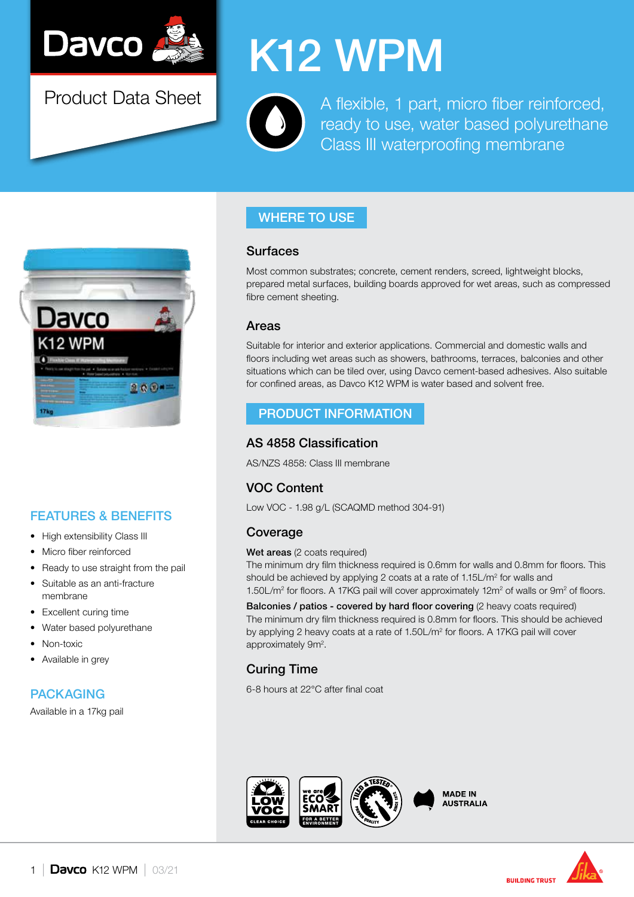# K12 WPM

Product Data Sheet

A flexible, 1 part, micro fiber reinforced, ready to use, water based polyurethane Class III waterproofing membrane

## FEATURES & BENEFITS

- High extensibility Class III
- Micro fiber reinforced
- Ready to use straight from the pail
- Suitable as an anti-fracture membrane
- Excellent curing time
- Water based polyurethane
- Non-toxic
- Available in grey

## PACKAGING

Available in a 17kg pail

## WHERE TO USE

### Surfaces

Most common substrates; concrete, cement renders, screed, lightweight blocks, prepared metal surfaces, building boards approved for wet areas, such as compressed fibre cement sheeting.

### Areas

Suitable for interior and exterior applications. Commercial and domestic walls and floors including wet areas such as showers, bathrooms, terraces, balconies and other situations which can be tiled over, using Davco cement-based adhesives. Also suitable for confined areas, as Davco K12 WPM is water based and solvent free.

## PRODUCT INFORMATION

### AS 4858 Classification

AS/NZS 4858: Class III membrane

### VOC Content

Low VOC - 1.98 g/L (SCAQMD method 304-91)

### Coverage

**Wet areas** (2 coats required)
The minimum dry film thickness required is 0.6mm for walls and 0.8mm for floors. This should be achieved by applying 2 coats at a rate of 1.15L/m$^2$ for walls and 1.50L/m$^2$ for floors. A 17KG pail will cover approximately 12m$^2$ of walls or 9m$^2$ of floors.

**Balconies / patios - covered by hard floor covering** (2 heavy coats required)
The minimum dry film thickness required is 0.8mm for floors. This should be achieved by applying 2 heavy coats at a rate of 1.50L/m$^2$ for floors. A 17KG pail will cover approximately 9m$^2$.

### Curing Time

6-8 hours at 22°C after final coat

LOW VOC CLEAR CHOICE · we are ECO SMART FOR A BETTER ENVIRONMENT · TILED & TESTED SINCE 1975 PROVEN QUALITY · MADE IN AUSTRALIA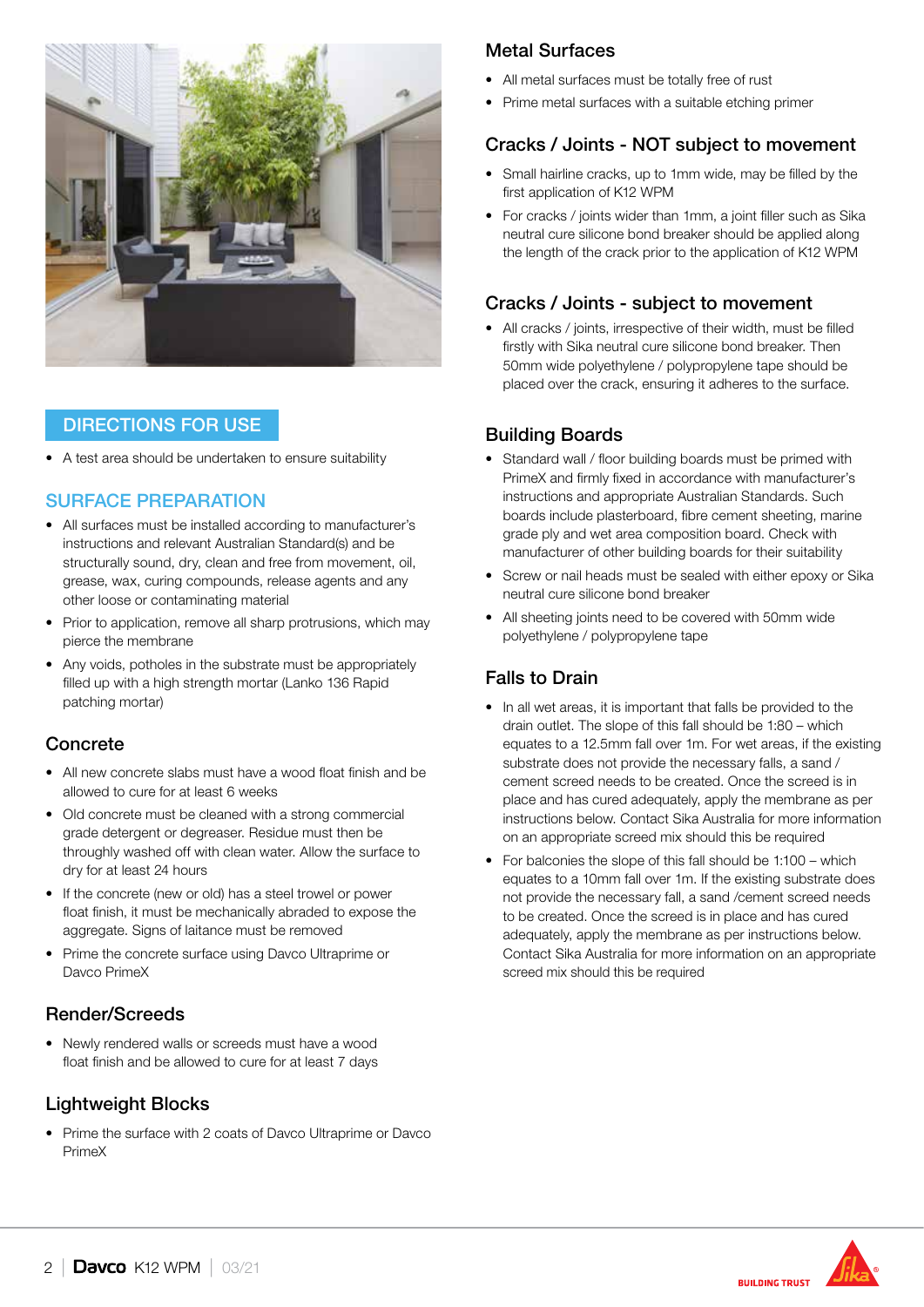## DIRECTIONS FOR USE

- A test area should be undertaken to ensure suitability

## SURFACE PREPARATION

- All surfaces must be installed according to manufacturer's instructions and relevant Australian Standard(s) and be structurally sound, dry, clean and free from movement, oil, grease, wax, curing compounds, release agents and any other loose or contaminating material
- Prior to application, remove all sharp protrusions, which may pierce the membrane
- Any voids, potholes in the substrate must be appropriately filled up with a high strength mortar (Lanko 136 Rapid patching mortar)

### Concrete

- All new concrete slabs must have a wood float finish and be allowed to cure for at least 6 weeks
- Old concrete must be cleaned with a strong commercial grade detergent or degreaser. Residue must then be throughly washed off with clean water. Allow the surface to dry for at least 24 hours
- If the concrete (new or old) has a steel trowel or power float finish, it must be mechanically abraded to expose the aggregate. Signs of laitance must be removed
- Prime the concrete surface using Davco Ultraprime or Davco PrimeX

### Render/Screeds

- Newly rendered walls or screeds must have a wood float finish and be allowed to cure for at least 7 days

### Lightweight Blocks

- Prime the surface with 2 coats of Davco Ultraprime or Davco PrimeX

### Metal Surfaces

- All metal surfaces must be totally free of rust
- Prime metal surfaces with a suitable etching primer

### Cracks / Joints - NOT subject to movement

- Small hairline cracks, up to 1mm wide, may be filled by the first application of K12 WPM
- For cracks / joints wider than 1mm, a joint filler such as Sika neutral cure silicone bond breaker should be applied along the length of the crack prior to the application of K12 WPM

### Cracks / Joints - subject to movement

- All cracks / joints, irrespective of their width, must be filled firstly with Sika neutral cure silicone bond breaker. Then 50mm wide polyethylene / polypropylene tape should be placed over the crack, ensuring it adheres to the surface.

### Building Boards

- Standard wall / floor building boards must be primed with PrimeX and firmly fixed in accordance with manufacturer's instructions and appropriate Australian Standards. Such boards include plasterboard, fibre cement sheeting, marine grade ply and wet area composition board. Check with manufacturer of other building boards for their suitability
- Screw or nail heads must be sealed with either epoxy or Sika neutral cure silicone bond breaker
- All sheeting joints need to be covered with 50mm wide polyethylene / polypropylene tape

### Falls to Drain

- In all wet areas, it is important that falls be provided to the drain outlet. The slope of this fall should be 1:80 – which equates to a 12.5mm fall over 1m. For wet areas, if the existing substrate does not provide the necessary falls, a sand / cement screed needs to be created. Once the screed is in place and has cured adequately, apply the membrane as per instructions below. Contact Sika Australia for more information on an appropriate screed mix should this be required
- For balconies the slope of this fall should be 1:100 – which equates to a 10mm fall over 1m. If the existing substrate does not provide the necessary fall, a sand /cement screed needs to be created. Once the screed is in place and has cured adequately, apply the membrane as per instructions below. Contact Sika Australia for more information on an appropriate screed mix should this be required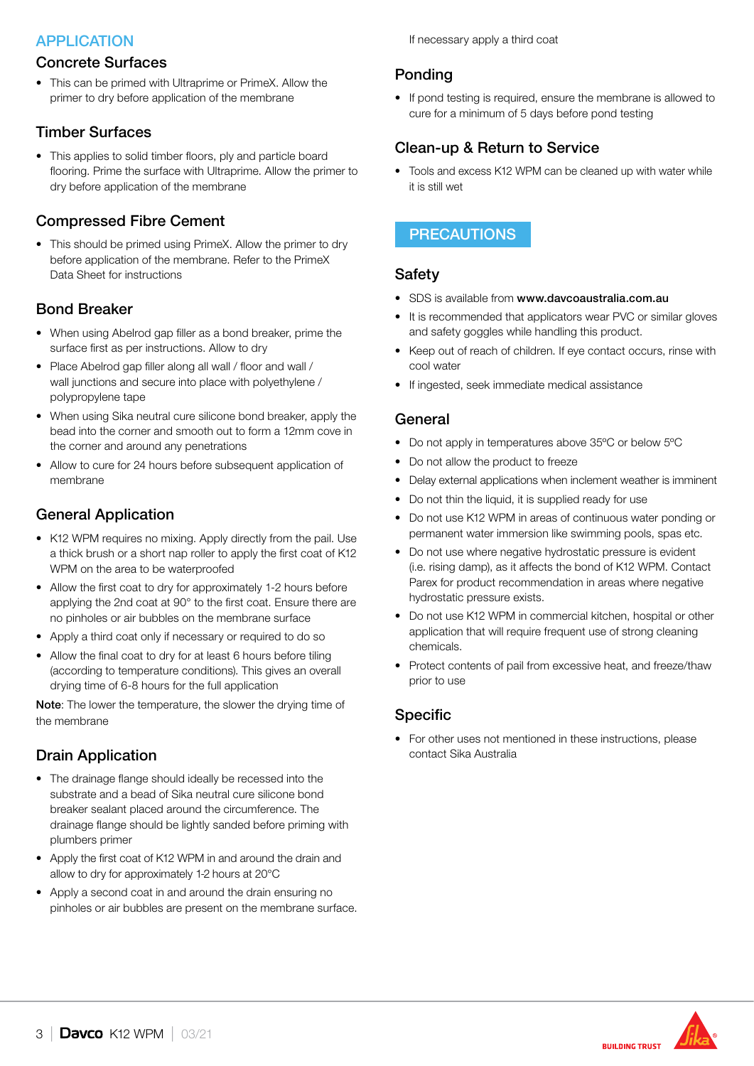## APPLICATION

### Concrete Surfaces

- This can be primed with Ultraprime or PrimeX. Allow the primer to dry before application of the membrane

### Timber Surfaces

- This applies to solid timber floors, ply and particle board flooring. Prime the surface with Ultraprime. Allow the primer to dry before application of the membrane

### Compressed Fibre Cement

- This should be primed using PrimeX. Allow the primer to dry before application of the membrane. Refer to the PrimeX Data Sheet for instructions

### Bond Breaker

- When using Abelrod gap filler as a bond breaker, prime the surface first as per instructions. Allow to dry
- Place Abelrod gap filler along all wall / floor and wall / wall junctions and secure into place with polyethylene / polypropylene tape
- When using Sika neutral cure silicone bond breaker, apply the bead into the corner and smooth out to form a 12mm cove in the corner and around any penetrations
- Allow to cure for 24 hours before subsequent application of membrane

### General Application

- K12 WPM requires no mixing. Apply directly from the pail. Use a thick brush or a short nap roller to apply the first coat of K12 WPM on the area to be waterproofed
- Allow the first coat to dry for approximately 1-2 hours before applying the 2nd coat at 90° to the first coat. Ensure there are no pinholes or air bubbles on the membrane surface
- Apply a third coat only if necessary or required to do so
- Allow the final coat to dry for at least 6 hours before tiling (according to temperature conditions). This gives an overall drying time of 6-8 hours for the full application

**Note**: The lower the temperature, the slower the drying time of the membrane

### Drain Application

- The drainage flange should ideally be recessed into the substrate and a bead of Sika neutral cure silicone bond breaker sealant placed around the circumference. The drainage flange should be lightly sanded before priming with plumbers primer
- Apply the first coat of K12 WPM in and around the drain and allow to dry for approximately 1-2 hours at 20°C
- Apply a second coat in and around the drain ensuring no pinholes or air bubbles are present on the membrane surface.

  If necessary apply a third coat

### Ponding

- If pond testing is required, ensure the membrane is allowed to cure for a minimum of 5 days before pond testing

### Clean-up & Return to Service

- Tools and excess K12 WPM can be cleaned up with water while it is still wet

## PRECAUTIONS

### Safety

- SDS is available from **www.davcoaustralia.com.au**
- It is recommended that applicators wear PVC or similar gloves and safety goggles while handling this product.
- Keep out of reach of children. If eye contact occurs, rinse with cool water
- If ingested, seek immediate medical assistance

### General

- Do not apply in temperatures above 35ºC or below 5ºC
- Do not allow the product to freeze
- Delay external applications when inclement weather is imminent
- Do not thin the liquid, it is supplied ready for use
- Do not use K12 WPM in areas of continuous water ponding or permanent water immersion like swimming pools, spas etc.
- Do not use where negative hydrostatic pressure is evident (i.e. rising damp), as it affects the bond of K12 WPM. Contact Parex for product recommendation in areas where negative hydrostatic pressure exists.
- Do not use K12 WPM in commercial kitchen, hospital or other application that will require frequent use of strong cleaning chemicals.
- Protect contents of pail from excessive heat, and freeze/thaw prior to use

### Specific

- For other uses not mentioned in these instructions, please contact Sika Australia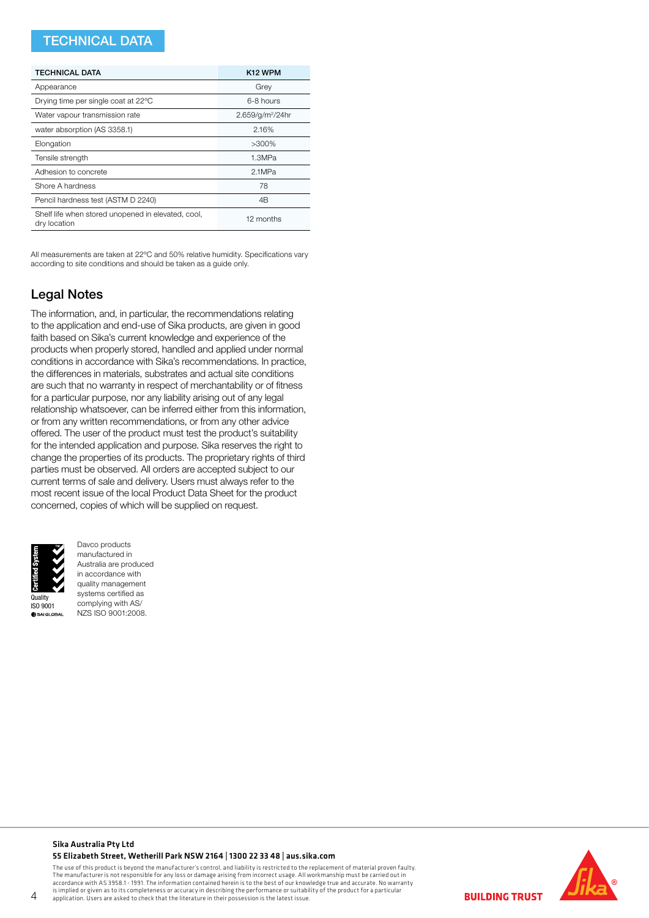## TECHNICAL DATA

| TECHNICAL DATA | K12 WPM |
|---|---|
| Appearance | Grey |
| Drying time per single coat at 22ºC | 6-8 hours |
| Water vapour transmission rate | 2.659/g/m²/24hr |
| water absorption (AS 3358.1) | 2.16% |
| Elongation | >300% |
| Tensile strength | 1.3MPa |
| Adhesion to concrete | 2.1MPa |
| Shore A hardness | 78 |
| Pencil hardness test (ASTM D 2240) | 4B |
| Shelf life when stored unopened in elevated, cool, dry location | 12 months |

All measurements are taken at 22ºC and 50% relative humidity. Specifications vary according to site conditions and should be taken as a guide only.

## Legal Notes

The information, and, in particular, the recommendations relating to the application and end-use of Sika products, are given in good faith based on Sika's current knowledge and experience of the products when properly stored, handled and applied under normal conditions in accordance with Sika's recommendations. In practice, the differences in materials, substrates and actual site conditions are such that no warranty in respect of merchantability or of fitness for a particular purpose, nor any liability arising out of any legal relationship whatsoever, can be inferred either from this information, or from any written recommendations, or from any other advice offered. The user of the product must test the product's suitability for the intended application and purpose. Sika reserves the right to change the properties of its products. The proprietary rights of third parties must be observed. All orders are accepted subject to our current terms of sale and delivery. Users must always refer to the most recent issue of the local Product Data Sheet for the product concerned, copies of which will be supplied on request.

Certified System
Quality
ISO 9001
SAI GLOBAL

Davco products manufactured in Australia are produced in accordance with quality management systems certified as complying with AS/NZS ISO 9001:2008.

**Sika Australia Pty Ltd**
**55 Elizabeth Street, Wetherill Park NSW 2164 | 1300 22 33 48 | aus.sika.com**

The use of this product is beyond the manufacturer's control, and liability is restricted to the replacement of material proven faulty. The manufacturer is not responsible for any loss or damage arising from incorrect usage. All workmanship must be carried out in accordance with AS 3958.1 - 1991. The information contained herein is to the best of our knowledge true and accurate. No warranty is implied or given as to its completeness or accuracy in describing the performance or suitability of the product for a particular application. Users are asked to check that the literature in their possession is the latest issue.

BUILDING TRUST

Sika®